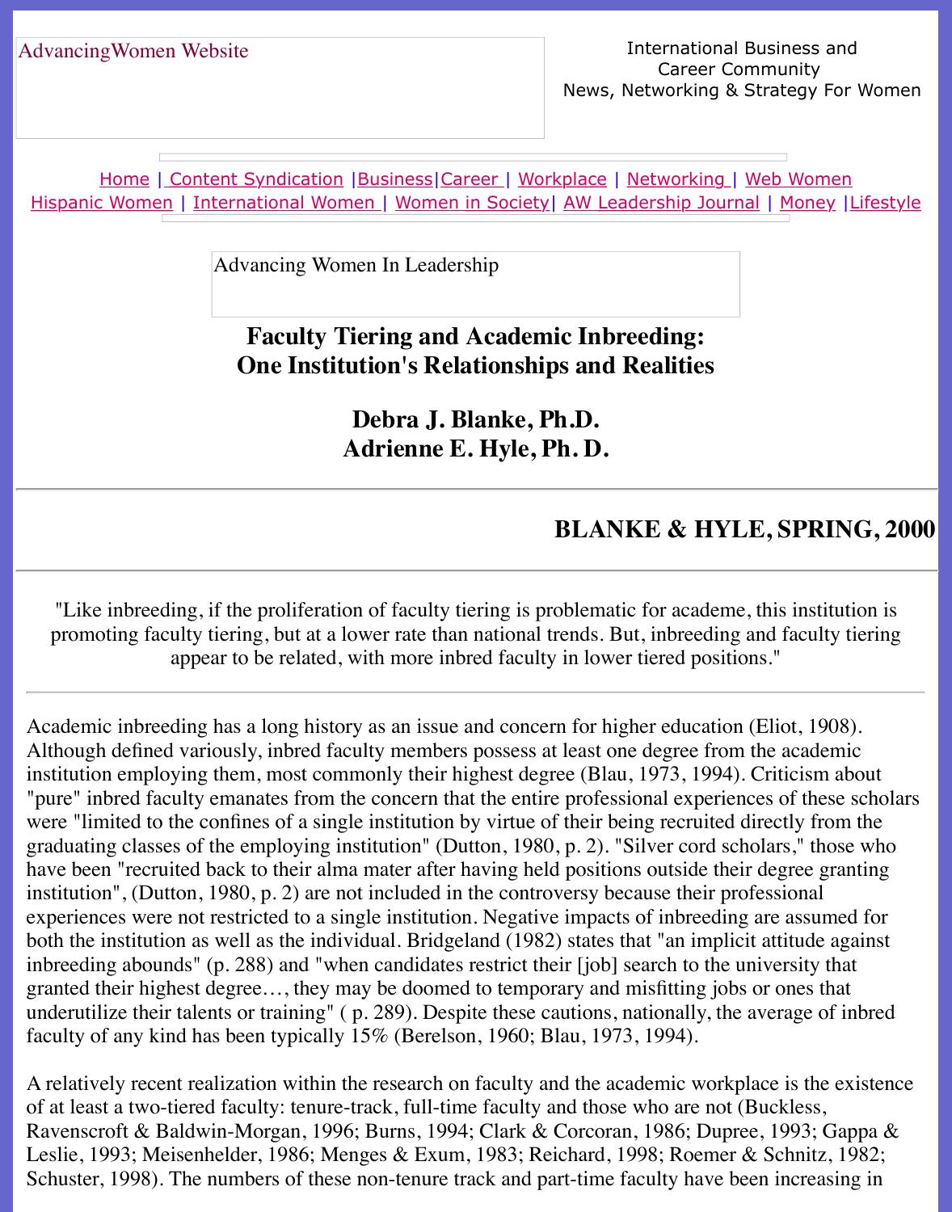AdvancingWomen Website

International Business and Career Community
News, Networking & Strategy For Women

Home | Content Syndication | Business | Career | Workplace | Networking | Web Women
Hispanic Women | International Women | Women in Society | AW Leadership Journal | Money | Lifestyle

Advancing Women In Leadership

# Faculty Tiering and Academic Inbreeding: One Institution's Relationships and Realities

**Debra J. Blanke, Ph.D.**
**Adrienne E. Hyle, Ph. D.**

---

**BLANKE & HYLE, SPRING, 2000**

---

"Like inbreeding, if the proliferation of faculty tiering is problematic for academe, this institution is promoting faculty tiering, but at a lower rate than national trends. But, inbreeding and faculty tiering appear to be related, with more inbred faculty in lower tiered positions."

---

Academic inbreeding has a long history as an issue and concern for higher education (Eliot, 1908). Although defined variously, inbred faculty members possess at least one degree from the academic institution employing them, most commonly their highest degree (Blau, 1973, 1994). Criticism about "pure" inbred faculty emanates from the concern that the entire professional experiences of these scholars were "limited to the confines of a single institution by virtue of their being recruited directly from the graduating classes of the employing institution" (Dutton, 1980, p. 2). "Silver cord scholars," those who have been "recruited back to their alma mater after having held positions outside their degree granting institution", (Dutton, 1980, p. 2) are not included in the controversy because their professional experiences were not restricted to a single institution. Negative impacts of inbreeding are assumed for both the institution as well as the individual. Bridgeland (1982) states that "an implicit attitude against inbreeding abounds" (p. 288) and "when candidates restrict their [job] search to the university that granted their highest degree…, they may be doomed to temporary and misfitting jobs or ones that underutilize their talents or training" ( p. 289). Despite these cautions, nationally, the average of inbred faculty of any kind has been typically 15% (Berelson, 1960; Blau, 1973, 1994).

A relatively recent realization within the research on faculty and the academic workplace is the existence of at least a two-tiered faculty: tenure-track, full-time faculty and those who are not (Buckless, Ravenscroft & Baldwin-Morgan, 1996; Burns, 1994; Clark & Corcoran, 1986; Dupree, 1993; Gappa & Leslie, 1993; Meisenhelder, 1986; Menges & Exum, 1983; Reichard, 1998; Roemer & Schnitz, 1982; Schuster, 1998). The numbers of these non-tenure track and part-time faculty have been increasing in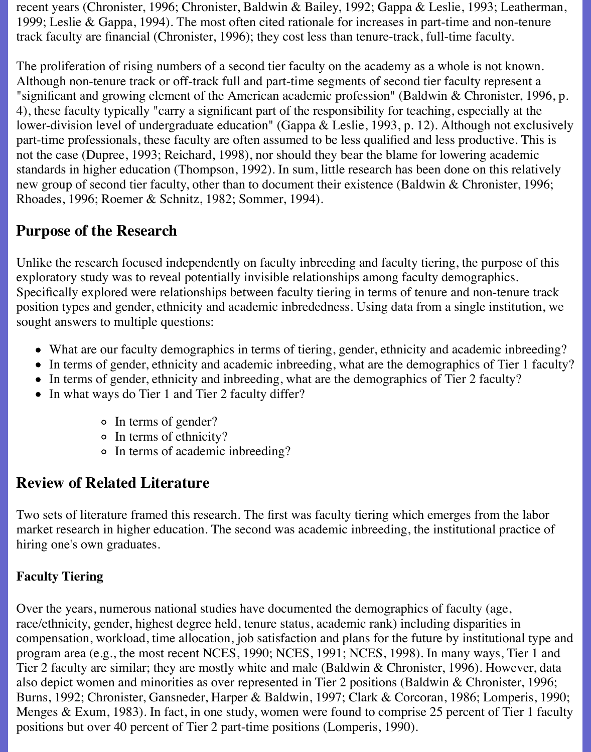recent years (Chronister, 1996; Chronister, Baldwin & Bailey, 1992; Gappa & Leslie, 1993; Leatherman, 1999; Leslie & Gappa, 1994). The most often cited rationale for increases in part-time and non-tenure track faculty are financial (Chronister, 1996); they cost less than tenure-track, full-time faculty.

The proliferation of rising numbers of a second tier faculty on the academy as a whole is not known. Although non-tenure track or off-track full and part-time segments of second tier faculty represent a "significant and growing element of the American academic profession" (Baldwin & Chronister, 1996, p. 4), these faculty typically "carry a significant part of the responsibility for teaching, especially at the lower-division level of undergraduate education" (Gappa & Leslie, 1993, p. 12). Although not exclusively part-time professionals, these faculty are often assumed to be less qualified and less productive. This is not the case (Dupree, 1993; Reichard, 1998), nor should they bear the blame for lowering academic standards in higher education (Thompson, 1992). In sum, little research has been done on this relatively new group of second tier faculty, other than to document their existence (Baldwin & Chronister, 1996; Rhoades, 1996; Roemer & Schnitz, 1982; Sommer, 1994).

## Purpose of the Research

Unlike the research focused independently on faculty inbreeding and faculty tiering, the purpose of this exploratory study was to reveal potentially invisible relationships among faculty demographics. Specifically explored were relationships between faculty tiering in terms of tenure and non-tenure track position types and gender, ethnicity and academic inbreededness. Using data from a single institution, we sought answers to multiple questions:

- What are our faculty demographics in terms of tiering, gender, ethnicity and academic inbreeding?
- In terms of gender, ethnicity and academic inbreeding, what are the demographics of Tier 1 faculty?
- In terms of gender, ethnicity and inbreeding, what are the demographics of Tier 2 faculty?
- In what ways do Tier 1 and Tier 2 faculty differ?
    - In terms of gender?
    - In terms of ethnicity?
    - In terms of academic inbreeding?

## Review of Related Literature

Two sets of literature framed this research. The first was faculty tiering which emerges from the labor market research in higher education. The second was academic inbreeding, the institutional practice of hiring one's own graduates.

### Faculty Tiering

Over the years, numerous national studies have documented the demographics of faculty (age, race/ethnicity, gender, highest degree held, tenure status, academic rank) including disparities in compensation, workload, time allocation, job satisfaction and plans for the future by institutional type and program area (e.g., the most recent NCES, 1990; NCES, 1991; NCES, 1998). In many ways, Tier 1 and Tier 2 faculty are similar; they are mostly white and male (Baldwin & Chronister, 1996). However, data also depict women and minorities as over represented in Tier 2 positions (Baldwin & Chronister, 1996; Burns, 1992; Chronister, Gansneder, Harper & Baldwin, 1997; Clark & Corcoran, 1986; Lomperis, 1990; Menges & Exum, 1983). In fact, in one study, women were found to comprise 25 percent of Tier 1 faculty positions but over 40 percent of Tier 2 part-time positions (Lomperis, 1990).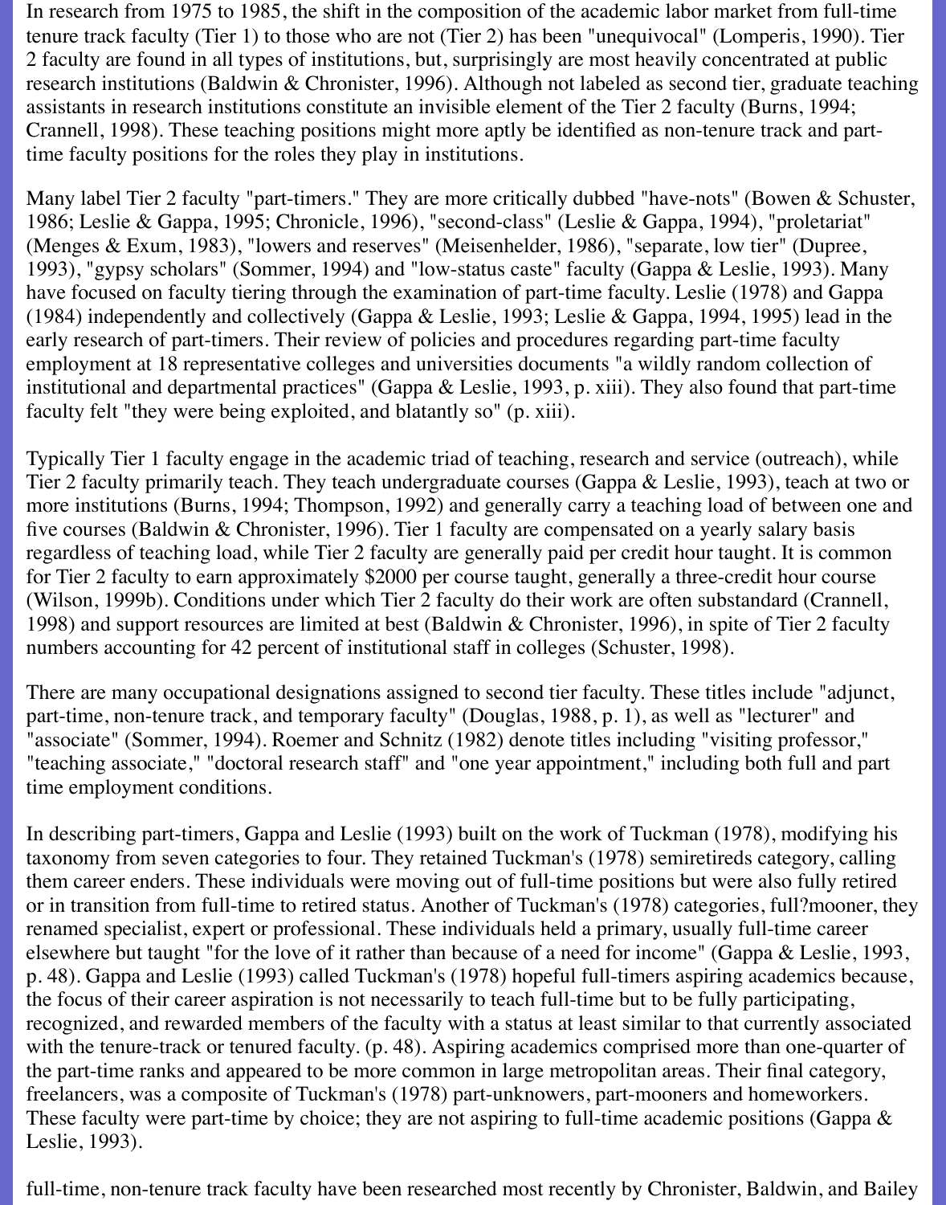In research from 1975 to 1985, the shift in the composition of the academic labor market from full-time tenure track faculty (Tier 1) to those who are not (Tier 2) has been "unequivocal" (Lomperis, 1990). Tier 2 faculty are found in all types of institutions, but, surprisingly are most heavily concentrated at public research institutions (Baldwin & Chronister, 1996). Although not labeled as second tier, graduate teaching assistants in research institutions constitute an invisible element of the Tier 2 faculty (Burns, 1994; Crannell, 1998). These teaching positions might more aptly be identified as non-tenure track and part-time faculty positions for the roles they play in institutions.

Many label Tier 2 faculty "part-timers." They are more critically dubbed "have-nots" (Bowen & Schuster, 1986; Leslie & Gappa, 1995; Chronicle, 1996), "second-class" (Leslie & Gappa, 1994), "proletariat" (Menges & Exum, 1983), "lowers and reserves" (Meisenhelder, 1986), "separate, low tier" (Dupree, 1993), "gypsy scholars" (Sommer, 1994) and "low-status caste" faculty (Gappa & Leslie, 1993). Many have focused on faculty tiering through the examination of part-time faculty. Leslie (1978) and Gappa (1984) independently and collectively (Gappa & Leslie, 1993; Leslie & Gappa, 1994, 1995) lead in the early research of part-timers. Their review of policies and procedures regarding part-time faculty employment at 18 representative colleges and universities documents "a wildly random collection of institutional and departmental practices" (Gappa & Leslie, 1993, p. xiii). They also found that part-time faculty felt "they were being exploited, and blatantly so" (p. xiii).

Typically Tier 1 faculty engage in the academic triad of teaching, research and service (outreach), while Tier 2 faculty primarily teach. They teach undergraduate courses (Gappa & Leslie, 1993), teach at two or more institutions (Burns, 1994; Thompson, 1992) and generally carry a teaching load of between one and five courses (Baldwin & Chronister, 1996). Tier 1 faculty are compensated on a yearly salary basis regardless of teaching load, while Tier 2 faculty are generally paid per credit hour taught. It is common for Tier 2 faculty to earn approximately $2000 per course taught, generally a three-credit hour course (Wilson, 1999b). Conditions under which Tier 2 faculty do their work are often substandard (Crannell, 1998) and support resources are limited at best (Baldwin & Chronister, 1996), in spite of Tier 2 faculty numbers accounting for 42 percent of institutional staff in colleges (Schuster, 1998).

There are many occupational designations assigned to second tier faculty. These titles include "adjunct, part-time, non-tenure track, and temporary faculty" (Douglas, 1988, p. 1), as well as "lecturer" and "associate" (Sommer, 1994). Roemer and Schnitz (1982) denote titles including "visiting professor," "teaching associate," "doctoral research staff" and "one year appointment," including both full and part time employment conditions.

In describing part-timers, Gappa and Leslie (1993) built on the work of Tuckman (1978), modifying his taxonomy from seven categories to four. They retained Tuckman's (1978) semiretireds category, calling them career enders. These individuals were moving out of full-time positions but were also fully retired or in transition from full-time to retired status. Another of Tuckman's (1978) categories, full?mooner, they renamed specialist, expert or professional. These individuals held a primary, usually full-time career elsewhere but taught "for the love of it rather than because of a need for income" (Gappa & Leslie, 1993, p. 48). Gappa and Leslie (1993) called Tuckman's (1978) hopeful full-timers aspiring academics because, the focus of their career aspiration is not necessarily to teach full-time but to be fully participating, recognized, and rewarded members of the faculty with a status at least similar to that currently associated with the tenure-track or tenured faculty. (p. 48). Aspiring academics comprised more than one-quarter of the part-time ranks and appeared to be more common in large metropolitan areas. Their final category, freelancers, was a composite of Tuckman's (1978) part-unknowers, part-mooners and homeworkers. These faculty were part-time by choice; they are not aspiring to full-time academic positions (Gappa & Leslie, 1993).

full-time, non-tenure track faculty have been researched most recently by Chronister, Baldwin, and Bailey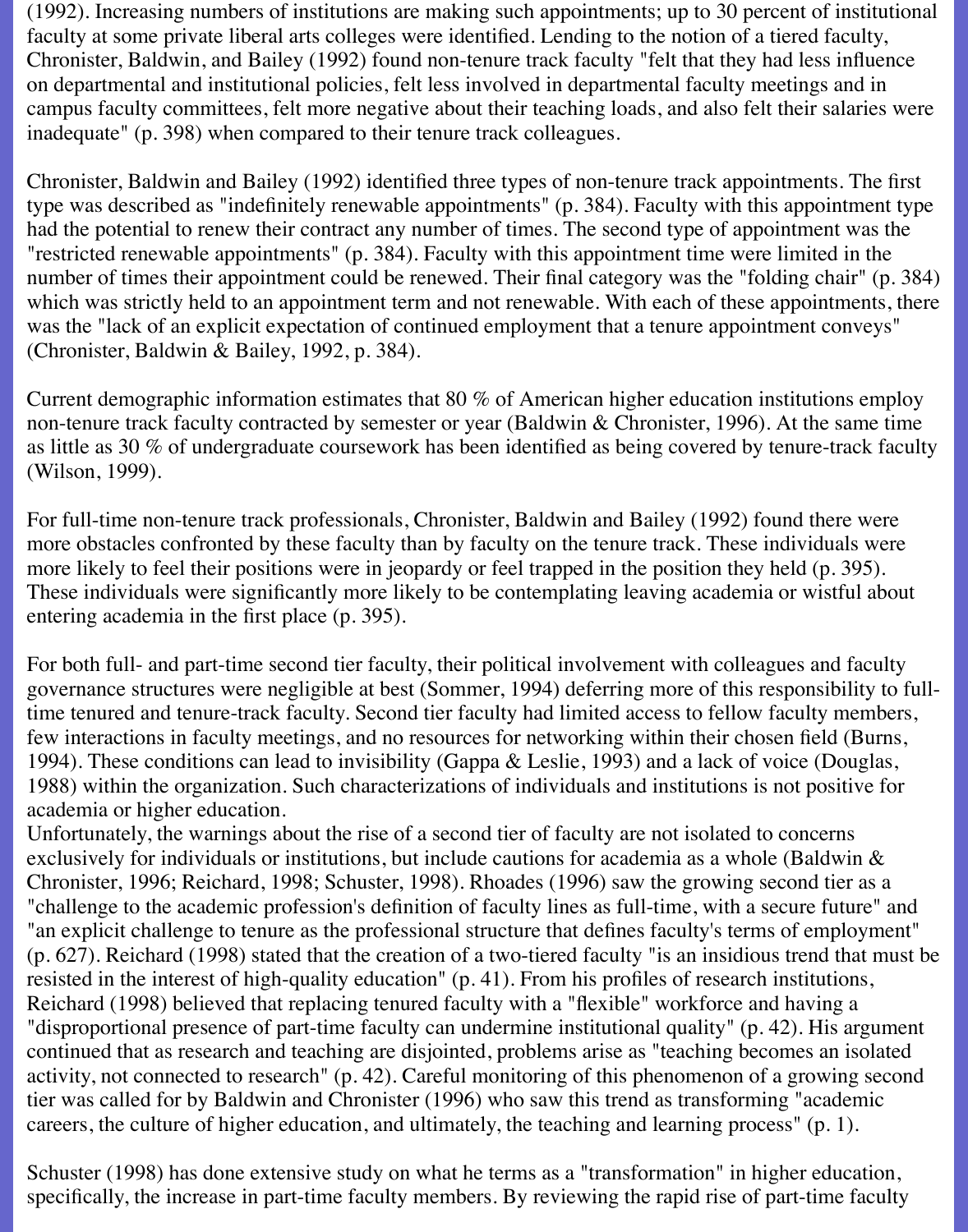(1992). Increasing numbers of institutions are making such appointments; up to 30 percent of institutional faculty at some private liberal arts colleges were identified. Lending to the notion of a tiered faculty, Chronister, Baldwin, and Bailey (1992) found non-tenure track faculty "felt that they had less influence on departmental and institutional policies, felt less involved in departmental faculty meetings and in campus faculty committees, felt more negative about their teaching loads, and also felt their salaries were inadequate" (p. 398) when compared to their tenure track colleagues.

Chronister, Baldwin and Bailey (1992) identified three types of non-tenure track appointments. The first type was described as "indefinitely renewable appointments" (p. 384). Faculty with this appointment type had the potential to renew their contract any number of times. The second type of appointment was the "restricted renewable appointments" (p. 384). Faculty with this appointment time were limited in the number of times their appointment could be renewed. Their final category was the "folding chair" (p. 384) which was strictly held to an appointment term and not renewable. With each of these appointments, there was the "lack of an explicit expectation of continued employment that a tenure appointment conveys" (Chronister, Baldwin & Bailey, 1992, p. 384).

Current demographic information estimates that 80 % of American higher education institutions employ non-tenure track faculty contracted by semester or year (Baldwin & Chronister, 1996). At the same time as little as 30 % of undergraduate coursework has been identified as being covered by tenure-track faculty (Wilson, 1999).

For full-time non-tenure track professionals, Chronister, Baldwin and Bailey (1992) found there were more obstacles confronted by these faculty than by faculty on the tenure track. These individuals were more likely to feel their positions were in jeopardy or feel trapped in the position they held (p. 395). These individuals were significantly more likely to be contemplating leaving academia or wistful about entering academia in the first place (p. 395).

For both full- and part-time second tier faculty, their political involvement with colleagues and faculty governance structures were negligible at best (Sommer, 1994) deferring more of this responsibility to full-time tenured and tenure-track faculty. Second tier faculty had limited access to fellow faculty members, few interactions in faculty meetings, and no resources for networking within their chosen field (Burns, 1994). These conditions can lead to invisibility (Gappa & Leslie, 1993) and a lack of voice (Douglas, 1988) within the organization. Such characterizations of individuals and institutions is not positive for academia or higher education.

Unfortunately, the warnings about the rise of a second tier of faculty are not isolated to concerns exclusively for individuals or institutions, but include cautions for academia as a whole (Baldwin & Chronister, 1996; Reichard, 1998; Schuster, 1998). Rhoades (1996) saw the growing second tier as a "challenge to the academic profession's definition of faculty lines as full-time, with a secure future" and "an explicit challenge to tenure as the professional structure that defines faculty's terms of employment" (p. 627). Reichard (1998) stated that the creation of a two-tiered faculty "is an insidious trend that must be resisted in the interest of high-quality education" (p. 41). From his profiles of research institutions, Reichard (1998) believed that replacing tenured faculty with a "flexible" workforce and having a "disproportional presence of part-time faculty can undermine institutional quality" (p. 42). His argument continued that as research and teaching are disjointed, problems arise as "teaching becomes an isolated activity, not connected to research" (p. 42). Careful monitoring of this phenomenon of a growing second tier was called for by Baldwin and Chronister (1996) who saw this trend as transforming "academic careers, the culture of higher education, and ultimately, the teaching and learning process" (p. 1).

Schuster (1998) has done extensive study on what he terms as a "transformation" in higher education, specifically, the increase in part-time faculty members. By reviewing the rapid rise of part-time faculty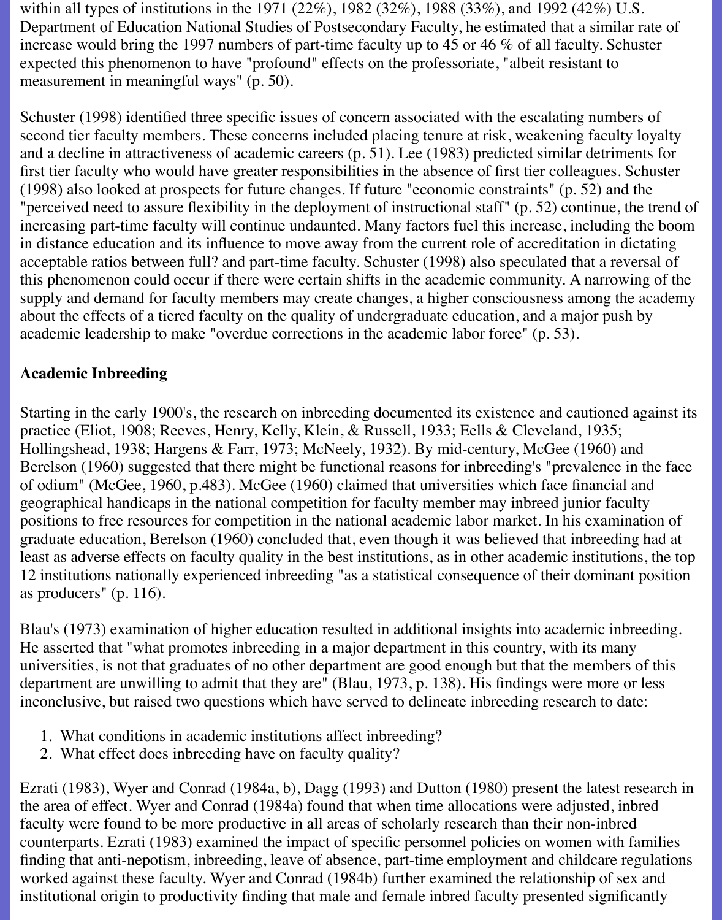within all types of institutions in the 1971 (22%), 1982 (32%), 1988 (33%), and 1992 (42%) U.S. Department of Education National Studies of Postsecondary Faculty, he estimated that a similar rate of increase would bring the 1997 numbers of part-time faculty up to 45 or 46 % of all faculty. Schuster expected this phenomenon to have "profound" effects on the professoriate, "albeit resistant to measurement in meaningful ways" (p. 50).

Schuster (1998) identified three specific issues of concern associated with the escalating numbers of second tier faculty members. These concerns included placing tenure at risk, weakening faculty loyalty and a decline in attractiveness of academic careers (p. 51). Lee (1983) predicted similar detriments for first tier faculty who would have greater responsibilities in the absence of first tier colleagues. Schuster (1998) also looked at prospects for future changes. If future "economic constraints" (p. 52) and the "perceived need to assure flexibility in the deployment of instructional staff" (p. 52) continue, the trend of increasing part-time faculty will continue undaunted. Many factors fuel this increase, including the boom in distance education and its influence to move away from the current role of accreditation in dictating acceptable ratios between full? and part-time faculty. Schuster (1998) also speculated that a reversal of this phenomenon could occur if there were certain shifts in the academic community. A narrowing of the supply and demand for faculty members may create changes, a higher consciousness among the academy about the effects of a tiered faculty on the quality of undergraduate education, and a major push by academic leadership to make "overdue corrections in the academic labor force" (p. 53).

## Academic Inbreeding

Starting in the early 1900's, the research on inbreeding documented its existence and cautioned against its practice (Eliot, 1908; Reeves, Henry, Kelly, Klein, & Russell, 1933; Eells & Cleveland, 1935; Hollingshead, 1938; Hargens & Farr, 1973; McNeely, 1932). By mid-century, McGee (1960) and Berelson (1960) suggested that there might be functional reasons for inbreeding's "prevalence in the face of odium" (McGee, 1960, p.483). McGee (1960) claimed that universities which face financial and geographical handicaps in the national competition for faculty member may inbreed junior faculty positions to free resources for competition in the national academic labor market. In his examination of graduate education, Berelson (1960) concluded that, even though it was believed that inbreeding had at least as adverse effects on faculty quality in the best institutions, as in other academic institutions, the top 12 institutions nationally experienced inbreeding "as a statistical consequence of their dominant position as producers" (p. 116).

Blau's (1973) examination of higher education resulted in additional insights into academic inbreeding. He asserted that "what promotes inbreeding in a major department in this country, with its many universities, is not that graduates of no other department are good enough but that the members of this department are unwilling to admit that they are" (Blau, 1973, p. 138). His findings were more or less inconclusive, but raised two questions which have served to delineate inbreeding research to date:

1. What conditions in academic institutions affect inbreeding?
2. What effect does inbreeding have on faculty quality?

Ezrati (1983), Wyer and Conrad (1984a, b), Dagg (1993) and Dutton (1980) present the latest research in the area of effect. Wyer and Conrad (1984a) found that when time allocations were adjusted, inbred faculty were found to be more productive in all areas of scholarly research than their non-inbred counterparts. Ezrati (1983) examined the impact of specific personnel policies on women with families finding that anti-nepotism, inbreeding, leave of absence, part-time employment and childcare regulations worked against these faculty. Wyer and Conrad (1984b) further examined the relationship of sex and institutional origin to productivity finding that male and female inbred faculty presented significantly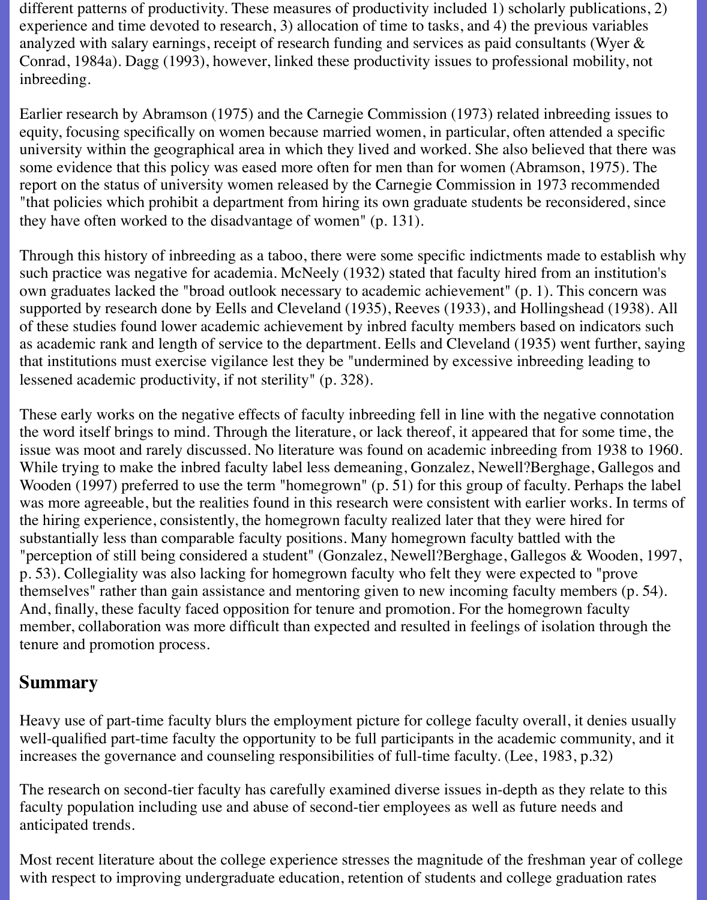different patterns of productivity. These measures of productivity included 1) scholarly publications, 2) experience and time devoted to research, 3) allocation of time to tasks, and 4) the previous variables analyzed with salary earnings, receipt of research funding and services as paid consultants (Wyer & Conrad, 1984a). Dagg (1993), however, linked these productivity issues to professional mobility, not inbreeding.

Earlier research by Abramson (1975) and the Carnegie Commission (1973) related inbreeding issues to equity, focusing specifically on women because married women, in particular, often attended a specific university within the geographical area in which they lived and worked. She also believed that there was some evidence that this policy was eased more often for men than for women (Abramson, 1975). The report on the status of university women released by the Carnegie Commission in 1973 recommended "that policies which prohibit a department from hiring its own graduate students be reconsidered, since they have often worked to the disadvantage of women" (p. 131).

Through this history of inbreeding as a taboo, there were some specific indictments made to establish why such practice was negative for academia. McNeely (1932) stated that faculty hired from an institution's own graduates lacked the "broad outlook necessary to academic achievement" (p. 1). This concern was supported by research done by Eells and Cleveland (1935), Reeves (1933), and Hollingshead (1938). All of these studies found lower academic achievement by inbred faculty members based on indicators such as academic rank and length of service to the department. Eells and Cleveland (1935) went further, saying that institutions must exercise vigilance lest they be "undermined by excessive inbreeding leading to lessened academic productivity, if not sterility" (p. 328).

These early works on the negative effects of faculty inbreeding fell in line with the negative connotation the word itself brings to mind. Through the literature, or lack thereof, it appeared that for some time, the issue was moot and rarely discussed. No literature was found on academic inbreeding from 1938 to 1960. While trying to make the inbred faculty label less demeaning, Gonzalez, Newell?Berghage, Gallegos and Wooden (1997) preferred to use the term "homegrown" (p. 51) for this group of faculty. Perhaps the label was more agreeable, but the realities found in this research were consistent with earlier works. In terms of the hiring experience, consistently, the homegrown faculty realized later that they were hired for substantially less than comparable faculty positions. Many homegrown faculty battled with the "perception of still being considered a student" (Gonzalez, Newell?Berghage, Gallegos & Wooden, 1997, p. 53). Collegiality was also lacking for homegrown faculty who felt they were expected to "prove themselves" rather than gain assistance and mentoring given to new incoming faculty members (p. 54). And, finally, these faculty faced opposition for tenure and promotion. For the homegrown faculty member, collaboration was more difficult than expected and resulted in feelings of isolation through the tenure and promotion process.

## Summary

Heavy use of part-time faculty blurs the employment picture for college faculty overall, it denies usually well-qualified part-time faculty the opportunity to be full participants in the academic community, and it increases the governance and counseling responsibilities of full-time faculty. (Lee, 1983, p.32)

The research on second-tier faculty has carefully examined diverse issues in-depth as they relate to this faculty population including use and abuse of second-tier employees as well as future needs and anticipated trends.

Most recent literature about the college experience stresses the magnitude of the freshman year of college with respect to improving undergraduate education, retention of students and college graduation rates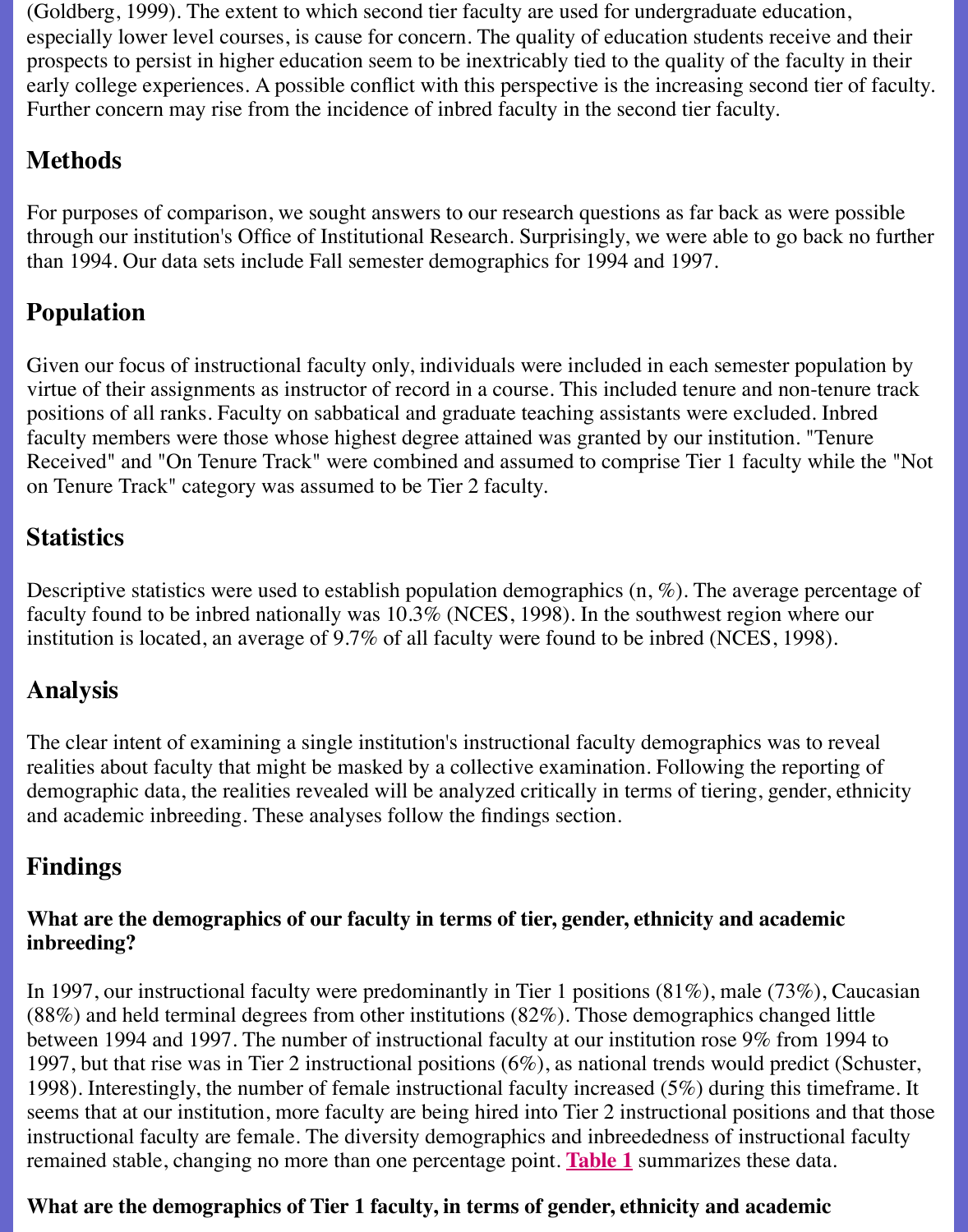(Goldberg, 1999). The extent to which second tier faculty are used for undergraduate education, especially lower level courses, is cause for concern. The quality of education students receive and their prospects to persist in higher education seem to be inextricably tied to the quality of the faculty in their early college experiences. A possible conflict with this perspective is the increasing second tier of faculty. Further concern may rise from the incidence of inbred faculty in the second tier faculty.

## Methods

For purposes of comparison, we sought answers to our research questions as far back as were possible through our institution's Office of Institutional Research. Surprisingly, we were able to go back no further than 1994. Our data sets include Fall semester demographics for 1994 and 1997.

## Population

Given our focus of instructional faculty only, individuals were included in each semester population by virtue of their assignments as instructor of record in a course. This included tenure and non-tenure track positions of all ranks. Faculty on sabbatical and graduate teaching assistants were excluded. Inbred faculty members were those whose highest degree attained was granted by our institution. "Tenure Received" and "On Tenure Track" were combined and assumed to comprise Tier 1 faculty while the "Not on Tenure Track" category was assumed to be Tier 2 faculty.

## Statistics

Descriptive statistics were used to establish population demographics (n, %). The average percentage of faculty found to be inbred nationally was 10.3% (NCES, 1998). In the southwest region where our institution is located, an average of 9.7% of all faculty were found to be inbred (NCES, 1998).

## Analysis

The clear intent of examining a single institution's instructional faculty demographics was to reveal realities about faculty that might be masked by a collective examination. Following the reporting of demographic data, the realities revealed will be analyzed critically in terms of tiering, gender, ethnicity and academic inbreeding. These analyses follow the findings section.

## Findings

### What are the demographics of our faculty in terms of tier, gender, ethnicity and academic inbreeding?

In 1997, our instructional faculty were predominantly in Tier 1 positions (81%), male (73%), Caucasian (88%) and held terminal degrees from other institutions (82%). Those demographics changed little between 1994 and 1997. The number of instructional faculty at our institution rose 9% from 1994 to 1997, but that rise was in Tier 2 instructional positions (6%), as national trends would predict (Schuster, 1998). Interestingly, the number of female instructional faculty increased (5%) during this timeframe. It seems that at our institution, more faculty are being hired into Tier 2 instructional positions and that those instructional faculty are female. The diversity demographics and inbreedness of instructional faculty remained stable, changing no more than one percentage point. Table 1 summarizes these data.

### What are the demographics of Tier 1 faculty, in terms of gender, ethnicity and academic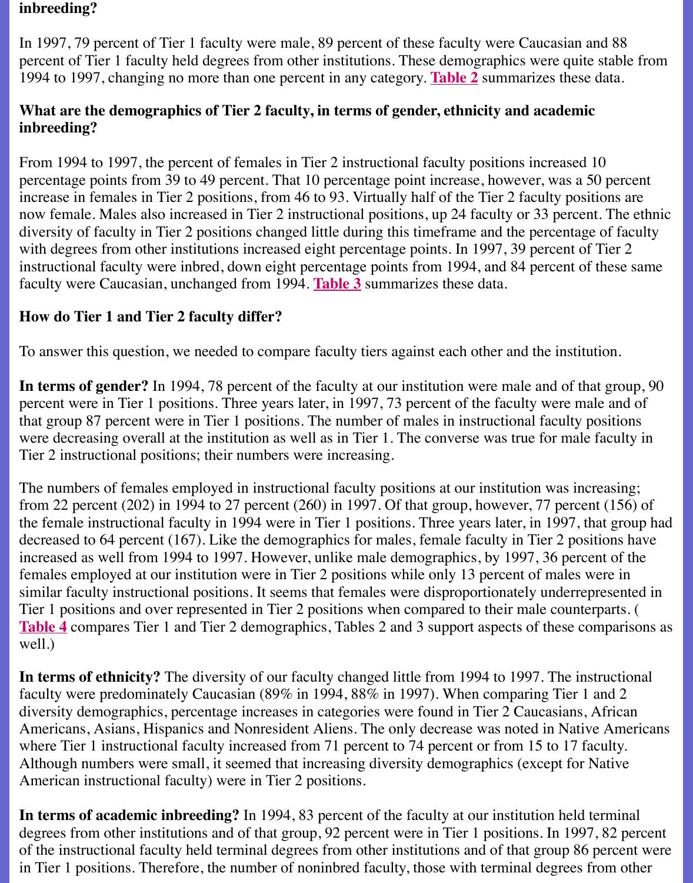**inbreeding?**

In 1997, 79 percent of Tier 1 faculty were male, 89 percent of these faculty were Caucasian and 88 percent of Tier 1 faculty held degrees from other institutions. These demographics were quite stable from 1994 to 1997, changing no more than one percent in any category. **Table 2** summarizes these data.

**What are the demographics of Tier 2 faculty, in terms of gender, ethnicity and academic inbreeding?**

From 1994 to 1997, the percent of females in Tier 2 instructional faculty positions increased 10 percentage points from 39 to 49 percent. That 10 percentage point increase, however, was a 50 percent increase in females in Tier 2 positions, from 46 to 93. Virtually half of the Tier 2 faculty positions are now female. Males also increased in Tier 2 instructional positions, up 24 faculty or 33 percent. The ethnic diversity of faculty in Tier 2 positions changed little during this timeframe and the percentage of faculty with degrees from other institutions increased eight percentage points. In 1997, 39 percent of Tier 2 instructional faculty were inbred, down eight percentage points from 1994, and 84 percent of these same faculty were Caucasian, unchanged from 1994. **Table 3** summarizes these data.

**How do Tier 1 and Tier 2 faculty differ?**

To answer this question, we needed to compare faculty tiers against each other and the institution.

**In terms of gender?** In 1994, 78 percent of the faculty at our institution were male and of that group, 90 percent were in Tier 1 positions. Three years later, in 1997, 73 percent of the faculty were male and of that group 87 percent were in Tier 1 positions. The number of males in instructional faculty positions were decreasing overall at the institution as well as in Tier 1. The converse was true for male faculty in Tier 2 instructional positions; their numbers were increasing.

The numbers of females employed in instructional faculty positions at our institution was increasing; from 22 percent (202) in 1994 to 27 percent (260) in 1997. Of that group, however, 77 percent (156) of the female instructional faculty in 1994 were in Tier 1 positions. Three years later, in 1997, that group had decreased to 64 percent (167). Like the demographics for males, female faculty in Tier 2 positions have increased as well from 1994 to 1997. However, unlike male demographics, by 1997, 36 percent of the females employed at our institution were in Tier 2 positions while only 13 percent of males were in similar faculty instructional positions. It seems that females were disproportionately underrepresented in Tier 1 positions and over represented in Tier 2 positions when compared to their male counterparts. ( **Table 4** compares Tier 1 and Tier 2 demographics, Tables 2 and 3 support aspects of these comparisons as well.)

**In terms of ethnicity?** The diversity of our faculty changed little from 1994 to 1997. The instructional faculty were predominately Caucasian (89% in 1994, 88% in 1997). When comparing Tier 1 and 2 diversity demographics, percentage increases in categories were found in Tier 2 Caucasians, African Americans, Asians, Hispanics and Nonresident Aliens. The only decrease was noted in Native Americans where Tier 1 instructional faculty increased from 71 percent to 74 percent or from 15 to 17 faculty. Although numbers were small, it seemed that increasing diversity demographics (except for Native American instructional faculty) were in Tier 2 positions.

**In terms of academic inbreeding?** In 1994, 83 percent of the faculty at our institution held terminal degrees from other institutions and of that group, 92 percent were in Tier 1 positions. In 1997, 82 percent of the instructional faculty held terminal degrees from other institutions and of that group 86 percent were in Tier 1 positions. Therefore, the number of noninbred faculty, those with terminal degrees from other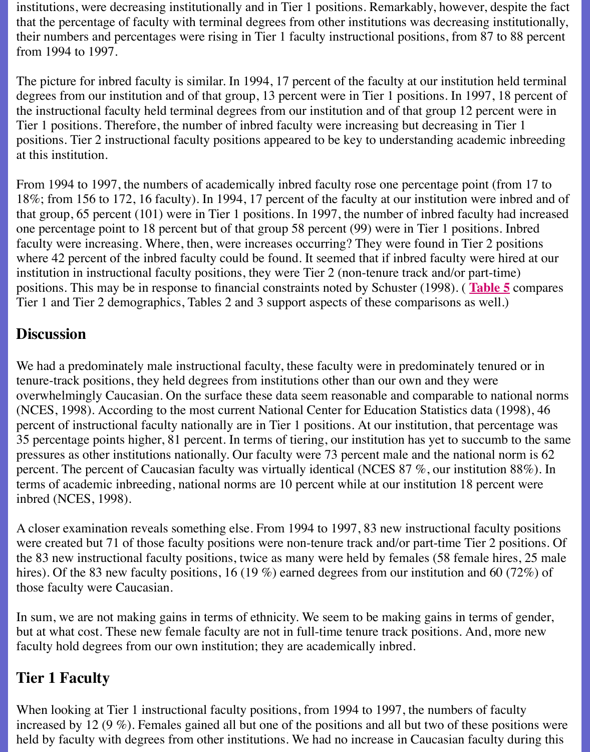institutions, were decreasing institutionally and in Tier 1 positions. Remarkably, however, despite the fact that the percentage of faculty with terminal degrees from other institutions was decreasing institutionally, their numbers and percentages were rising in Tier 1 faculty instructional positions, from 87 to 88 percent from 1994 to 1997.

The picture for inbred faculty is similar. In 1994, 17 percent of the faculty at our institution held terminal degrees from our institution and of that group, 13 percent were in Tier 1 positions. In 1997, 18 percent of the instructional faculty held terminal degrees from our institution and of that group 12 percent were in Tier 1 positions. Therefore, the number of inbred faculty were increasing but decreasing in Tier 1 positions. Tier 2 instructional faculty positions appeared to be key to understanding academic inbreeding at this institution.

From 1994 to 1997, the numbers of academically inbred faculty rose one percentage point (from 17 to 18%; from 156 to 172, 16 faculty). In 1994, 17 percent of the faculty at our institution were inbred and of that group, 65 percent (101) were in Tier 1 positions. In 1997, the number of inbred faculty had increased one percentage point to 18 percent but of that group 58 percent (99) were in Tier 1 positions. Inbred faculty were increasing. Where, then, were increases occurring? They were found in Tier 2 positions where 42 percent of the inbred faculty could be found. It seemed that if inbred faculty were hired at our institution in instructional faculty positions, they were Tier 2 (non-tenure track and/or part-time) positions. This may be in response to financial constraints noted by Schuster (1998). ( **Table 5** compares Tier 1 and Tier 2 demographics, Tables 2 and 3 support aspects of these comparisons as well.)

## Discussion

We had a predominately male instructional faculty, these faculty were in predominately tenured or in tenure-track positions, they held degrees from institutions other than our own and they were overwhelmingly Caucasian. On the surface these data seem reasonable and comparable to national norms (NCES, 1998). According to the most current National Center for Education Statistics data (1998), 46 percent of instructional faculty nationally are in Tier 1 positions. At our institution, that percentage was 35 percentage points higher, 81 percent. In terms of tiering, our institution has yet to succumb to the same pressures as other institutions nationally. Our faculty were 73 percent male and the national norm is 62 percent. The percent of Caucasian faculty was virtually identical (NCES 87 %, our institution 88%). In terms of academic inbreeding, national norms are 10 percent while at our institution 18 percent were inbred (NCES, 1998).

A closer examination reveals something else. From 1994 to 1997, 83 new instructional faculty positions were created but 71 of those faculty positions were non-tenure track and/or part-time Tier 2 positions. Of the 83 new instructional faculty positions, twice as many were held by females (58 female hires, 25 male hires). Of the 83 new faculty positions, 16 (19 %) earned degrees from our institution and 60 (72%) of those faculty were Caucasian.

In sum, we are not making gains in terms of ethnicity. We seem to be making gains in terms of gender, but at what cost. These new female faculty are not in full-time tenure track positions. And, more new faculty hold degrees from our own institution; they are academically inbred.

## Tier 1 Faculty

When looking at Tier 1 instructional faculty positions, from 1994 to 1997, the numbers of faculty increased by 12 (9 %). Females gained all but one of the positions and all but two of these positions were held by faculty with degrees from other institutions. We had no increase in Caucasian faculty during this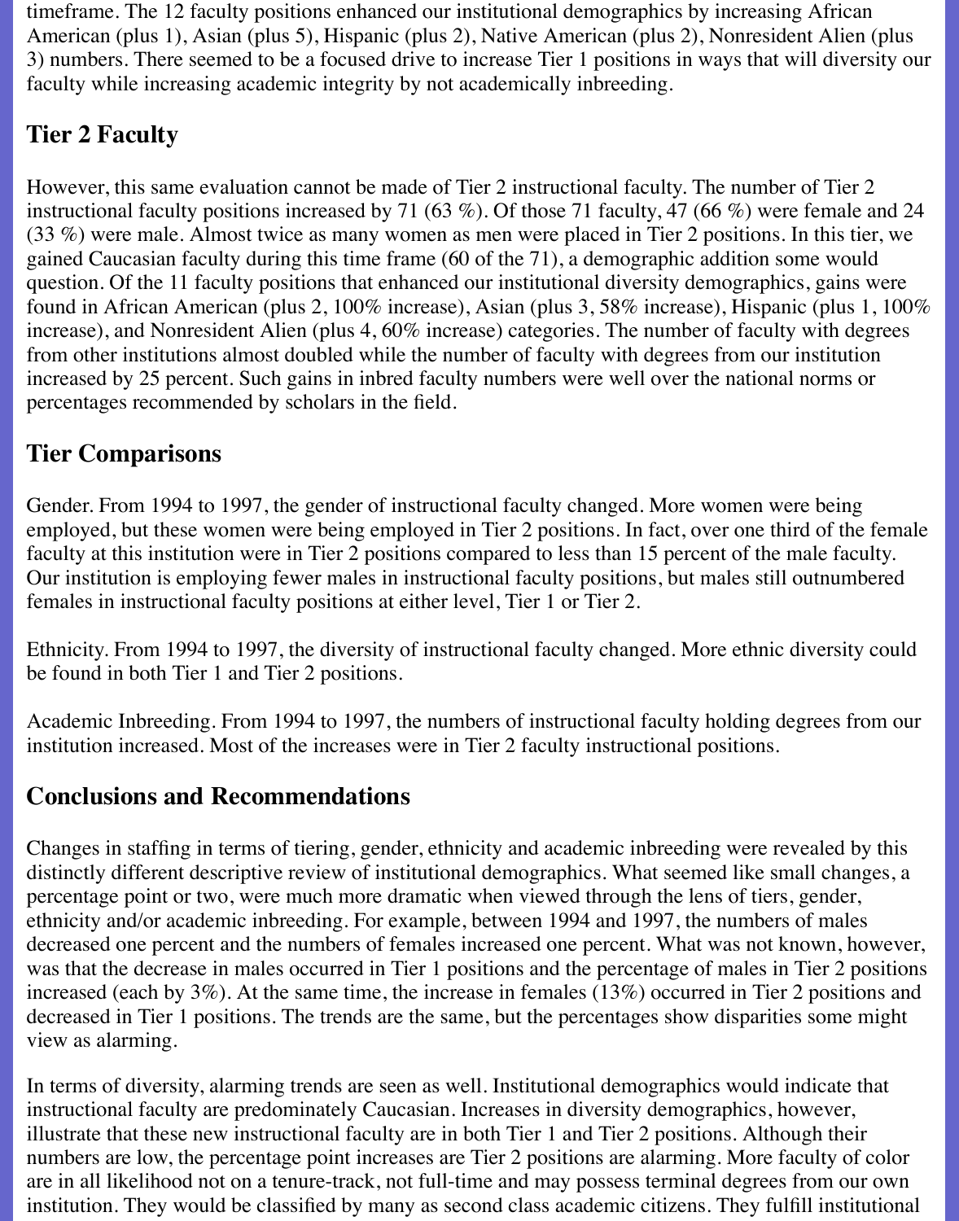timeframe. The 12 faculty positions enhanced our institutional demographics by increasing African American (plus 1), Asian (plus 5), Hispanic (plus 2), Native American (plus 2), Nonresident Alien (plus 3) numbers. There seemed to be a focused drive to increase Tier 1 positions in ways that will diversity our faculty while increasing academic integrity by not academically inbreeding.

## Tier 2 Faculty

However, this same evaluation cannot be made of Tier 2 instructional faculty. The number of Tier 2 instructional faculty positions increased by 71 (63 %). Of those 71 faculty, 47 (66 %) were female and 24 (33 %) were male. Almost twice as many women as men were placed in Tier 2 positions. In this tier, we gained Caucasian faculty during this time frame (60 of the 71), a demographic addition some would question. Of the 11 faculty positions that enhanced our institutional diversity demographics, gains were found in African American (plus 2, 100% increase), Asian (plus 3, 58% increase), Hispanic (plus 1, 100% increase), and Nonresident Alien (plus 4, 60% increase) categories. The number of faculty with degrees from other institutions almost doubled while the number of faculty with degrees from our institution increased by 25 percent. Such gains in inbred faculty numbers were well over the national norms or percentages recommended by scholars in the field.

## Tier Comparisons

Gender. From 1994 to 1997, the gender of instructional faculty changed. More women were being employed, but these women were being employed in Tier 2 positions. In fact, over one third of the female faculty at this institution were in Tier 2 positions compared to less than 15 percent of the male faculty. Our institution is employing fewer males in instructional faculty positions, but males still outnumbered females in instructional faculty positions at either level, Tier 1 or Tier 2.

Ethnicity. From 1994 to 1997, the diversity of instructional faculty changed. More ethnic diversity could be found in both Tier 1 and Tier 2 positions.

Academic Inbreeding. From 1994 to 1997, the numbers of instructional faculty holding degrees from our institution increased. Most of the increases were in Tier 2 faculty instructional positions.

## Conclusions and Recommendations

Changes in staffing in terms of tiering, gender, ethnicity and academic inbreeding were revealed by this distinctly different descriptive review of institutional demographics. What seemed like small changes, a percentage point or two, were much more dramatic when viewed through the lens of tiers, gender, ethnicity and/or academic inbreeding. For example, between 1994 and 1997, the numbers of males decreased one percent and the numbers of females increased one percent. What was not known, however, was that the decrease in males occurred in Tier 1 positions and the percentage of males in Tier 2 positions increased (each by 3%). At the same time, the increase in females (13%) occurred in Tier 2 positions and decreased in Tier 1 positions. The trends are the same, but the percentages show disparities some might view as alarming.

In terms of diversity, alarming trends are seen as well. Institutional demographics would indicate that instructional faculty are predominately Caucasian. Increases in diversity demographics, however, illustrate that these new instructional faculty are in both Tier 1 and Tier 2 positions. Although their numbers are low, the percentage point increases are Tier 2 positions are alarming. More faculty of color are in all likelihood not on a tenure-track, not full-time and may possess terminal degrees from our own institution. They would be classified by many as second class academic citizens. They fulfill institutional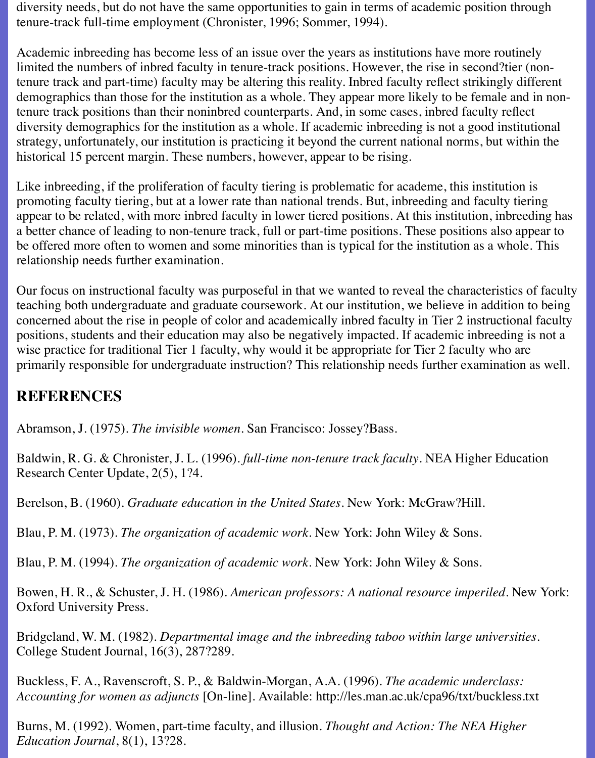diversity needs, but do not have the same opportunities to gain in terms of academic position through tenure-track full-time employment (Chronister, 1996; Sommer, 1994).

Academic inbreeding has become less of an issue over the years as institutions have more routinely limited the numbers of inbred faculty in tenure-track positions. However, the rise in second?tier (non-tenure track and part-time) faculty may be altering this reality. Inbred faculty reflect strikingly different demographics than those for the institution as a whole. They appear more likely to be female and in non-tenure track positions than their noninbred counterparts. And, in some cases, inbred faculty reflect diversity demographics for the institution as a whole. If academic inbreeding is not a good institutional strategy, unfortunately, our institution is practicing it beyond the current national norms, but within the historical 15 percent margin. These numbers, however, appear to be rising.

Like inbreeding, if the proliferation of faculty tiering is problematic for academe, this institution is promoting faculty tiering, but at a lower rate than national trends. But, inbreeding and faculty tiering appear to be related, with more inbred faculty in lower tiered positions. At this institution, inbreeding has a better chance of leading to non-tenure track, full or part-time positions. These positions also appear to be offered more often to women and some minorities than is typical for the institution as a whole. This relationship needs further examination.

Our focus on instructional faculty was purposeful in that we wanted to reveal the characteristics of faculty teaching both undergraduate and graduate coursework. At our institution, we believe in addition to being concerned about the rise in people of color and academically inbred faculty in Tier 2 instructional faculty positions, students and their education may also be negatively impacted. If academic inbreeding is not a wise practice for traditional Tier 1 faculty, why would it be appropriate for Tier 2 faculty who are primarily responsible for undergraduate instruction? This relationship needs further examination as well.

## REFERENCES

Abramson, J. (1975). *The invisible women*. San Francisco: Jossey?Bass.

Baldwin, R. G. & Chronister, J. L. (1996). *full-time non-tenure track faculty*. NEA Higher Education Research Center Update, 2(5), 1?4.

Berelson, B. (1960). *Graduate education in the United States*. New York: McGraw?Hill.

Blau, P. M. (1973). *The organization of academic work*. New York: John Wiley & Sons.

Blau, P. M. (1994). *The organization of academic work*. New York: John Wiley & Sons.

Bowen, H. R., & Schuster, J. H. (1986). *American professors: A national resource imperiled*. New York: Oxford University Press.

Bridgeland, W. M. (1982). *Departmental image and the inbreeding taboo within large universities*. College Student Journal, 16(3), 287?289.

Buckless, F. A., Ravenscroft, S. P., & Baldwin-Morgan, A.A. (1996). *The academic underclass: Accounting for women as adjuncts* [On-line]. Available: http://les.man.ac.uk/cpa96/txt/buckless.txt

Burns, M. (1992). Women, part-time faculty, and illusion. *Thought and Action: The NEA Higher Education Journal*, 8(1), 13?28.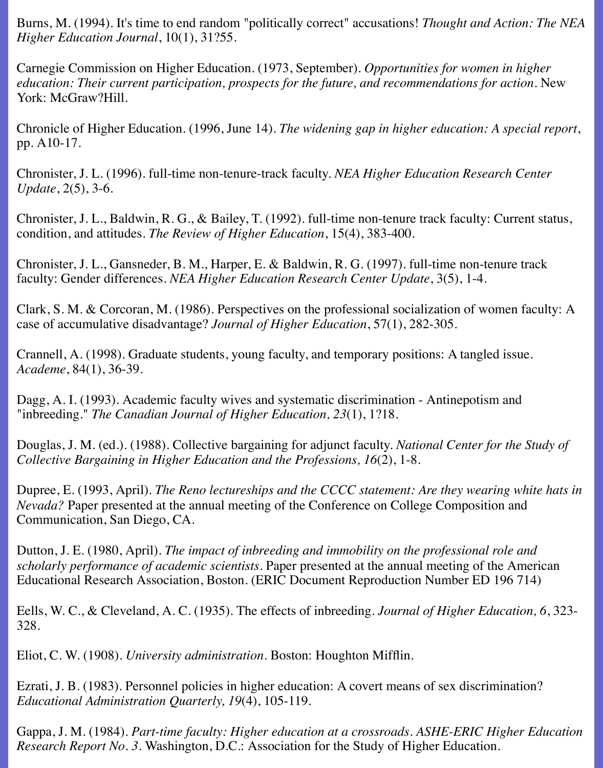Burns, M. (1994). It's time to end random "politically correct" accusations! *Thought and Action: The NEA Higher Education Journal*, 10(1), 31?55.

Carnegie Commission on Higher Education. (1973, September). *Opportunities for women in higher education: Their current participation, prospects for the future, and recommendations for action*. New York: McGraw?Hill.

Chronicle of Higher Education. (1996, June 14). *The widening gap in higher education: A special report*, pp. A10-17.

Chronister, J. L. (1996). full-time non-tenure-track faculty. *NEA Higher Education Research Center Update*, 2(5), 3-6.

Chronister, J. L., Baldwin, R. G., & Bailey, T. (1992). full-time non-tenure track faculty: Current status, condition, and attitudes. *The Review of Higher Education*, 15(4), 383-400.

Chronister, J. L., Gansneder, B. M., Harper, E. & Baldwin, R. G. (1997). full-time non-tenure track faculty: Gender differences. *NEA Higher Education Research Center Update*, 3(5), 1-4.

Clark, S. M. & Corcoran, M. (1986). Perspectives on the professional socialization of women faculty: A case of accumulative disadvantage? *Journal of Higher Education*, 57(1), 282-305.

Crannell, A. (1998). Graduate students, young faculty, and temporary positions: A tangled issue. *Academe*, 84(1), 36-39.

Dagg, A. I. (1993). Academic faculty wives and systematic discrimination - Antinepotism and "inbreeding." *The Canadian Journal of Higher Education, 23*(1), 1?18.

Douglas, J. M. (ed.). (1988). Collective bargaining for adjunct faculty. *National Center for the Study of Collective Bargaining in Higher Education and the Professions, 16*(2), 1-8.

Dupree, E. (1993, April). *The Reno lectureships and the CCCC statement: Are they wearing white hats in Nevada?* Paper presented at the annual meeting of the Conference on College Composition and Communication, San Diego, CA.

Dutton, J. E. (1980, April). *The impact of inbreeding and immobility on the professional role and scholarly performance of academic scientists*. Paper presented at the annual meeting of the American Educational Research Association, Boston. (ERIC Document Reproduction Number ED 196 714)

Eells, W. C., & Cleveland, A. C. (1935). The effects of inbreeding. *Journal of Higher Education, 6*, 323-328.

Eliot, C. W. (1908). *University administration*. Boston: Houghton Mifflin.

Ezrati, J. B. (1983). Personnel policies in higher education: A covert means of sex discrimination? *Educational Administration Quarterly, 19*(4), 105-119.

Gappa, J. M. (1984). *Part-time faculty: Higher education at a crossroads. ASHE-ERIC Higher Education Research Report No. 3*. Washington, D.C.: Association for the Study of Higher Education.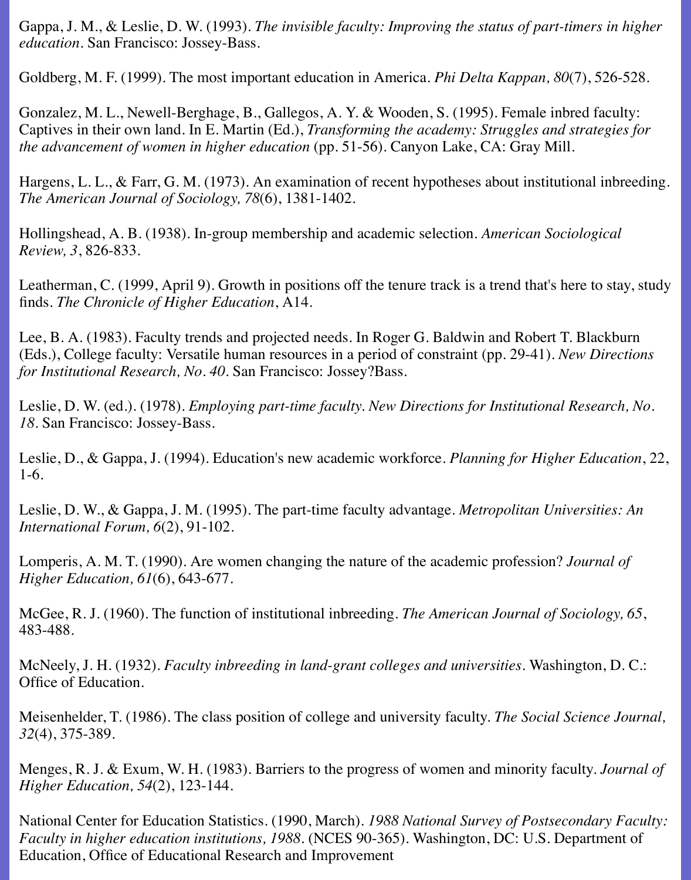Gappa, J. M., & Leslie, D. W. (1993). *The invisible faculty: Improving the status of part-timers in higher education*. San Francisco: Jossey-Bass.

Goldberg, M. F. (1999). The most important education in America. *Phi Delta Kappan, 80*(7), 526-528.

Gonzalez, M. L., Newell-Berghage, B., Gallegos, A. Y. & Wooden, S. (1995). Female inbred faculty: Captives in their own land. In E. Martin (Ed.), *Transforming the academy: Struggles and strategies for the advancement of women in higher education* (pp. 51-56). Canyon Lake, CA: Gray Mill.

Hargens, L. L., & Farr, G. M. (1973). An examination of recent hypotheses about institutional inbreeding. *The American Journal of Sociology, 78*(6), 1381-1402.

Hollingshead, A. B. (1938). In-group membership and academic selection. *American Sociological Review, 3*, 826-833.

Leatherman, C. (1999, April 9). Growth in positions off the tenure track is a trend that's here to stay, study finds. *The Chronicle of Higher Education*, A14.

Lee, B. A. (1983). Faculty trends and projected needs. In Roger G. Baldwin and Robert T. Blackburn (Eds.), College faculty: Versatile human resources in a period of constraint (pp. 29-41). *New Directions for Institutional Research, No. 40*. San Francisco: Jossey?Bass.

Leslie, D. W. (ed.). (1978). *Employing part-time faculty. New Directions for Institutional Research, No. 18*. San Francisco: Jossey-Bass.

Leslie, D., & Gappa, J. (1994). Education's new academic workforce. *Planning for Higher Education*, 22, 1-6.

Leslie, D. W., & Gappa, J. M. (1995). The part-time faculty advantage. *Metropolitan Universities: An International Forum, 6*(2), 91-102.

Lomperis, A. M. T. (1990). Are women changing the nature of the academic profession? *Journal of Higher Education, 61*(6), 643-677.

McGee, R. J. (1960). The function of institutional inbreeding. *The American Journal of Sociology, 65*, 483-488.

McNeely, J. H. (1932). *Faculty inbreeding in land-grant colleges and universities*. Washington, D. C.: Office of Education.

Meisenhelder, T. (1986). The class position of college and university faculty. *The Social Science Journal, 32*(4), 375-389.

Menges, R. J. & Exum, W. H. (1983). Barriers to the progress of women and minority faculty. *Journal of Higher Education, 54*(2), 123-144.

National Center for Education Statistics. (1990, March). *1988 National Survey of Postsecondary Faculty: Faculty in higher education institutions, 1988*. (NCES 90-365). Washington, DC: U.S. Department of Education, Office of Educational Research and Improvement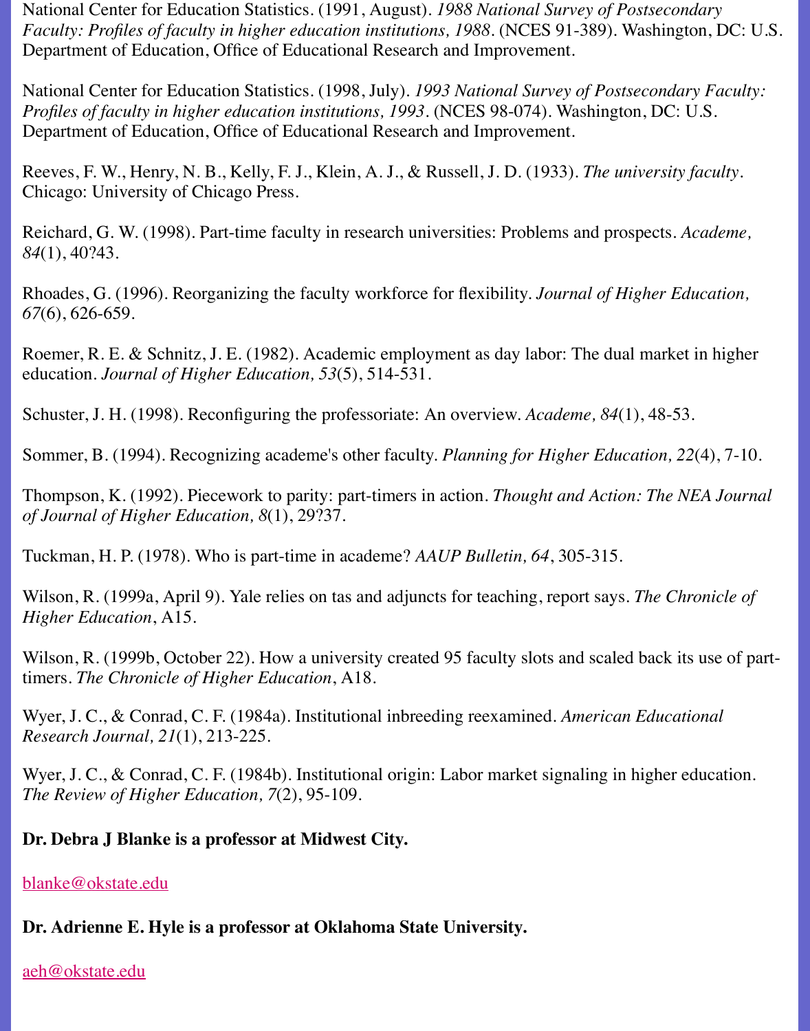National Center for Education Statistics. (1991, August). *1988 National Survey of Postsecondary Faculty: Profiles of faculty in higher education institutions, 1988*. (NCES 91-389). Washington, DC: U.S. Department of Education, Office of Educational Research and Improvement.

National Center for Education Statistics. (1998, July). *1993 National Survey of Postsecondary Faculty: Profiles of faculty in higher education institutions, 1993*. (NCES 98-074). Washington, DC: U.S. Department of Education, Office of Educational Research and Improvement.

Reeves, F. W., Henry, N. B., Kelly, F. J., Klein, A. J., & Russell, J. D. (1933). *The university faculty*. Chicago: University of Chicago Press.

Reichard, G. W. (1998). Part-time faculty in research universities: Problems and prospects. *Academe, 84*(1), 40?43.

Rhoades, G. (1996). Reorganizing the faculty workforce for flexibility. *Journal of Higher Education, 67*(6), 626-659.

Roemer, R. E. & Schnitz, J. E. (1982). Academic employment as day labor: The dual market in higher education. *Journal of Higher Education, 53*(5), 514-531.

Schuster, J. H. (1998). Reconfiguring the professoriate: An overview. *Academe, 84*(1), 48-53.

Sommer, B. (1994). Recognizing academe's other faculty. *Planning for Higher Education, 22*(4), 7-10.

Thompson, K. (1992). Piecework to parity: part-timers in action. *Thought and Action: The NEA Journal of Journal of Higher Education, 8*(1), 29?37.

Tuckman, H. P. (1978). Who is part-time in academe? *AAUP Bulletin, 64*, 305-315.

Wilson, R. (1999a, April 9). Yale relies on tas and adjuncts for teaching, report says. *The Chronicle of Higher Education*, A15.

Wilson, R. (1999b, October 22). How a university created 95 faculty slots and scaled back its use of part-timers. *The Chronicle of Higher Education*, A18.

Wyer, J. C., & Conrad, C. F. (1984a). Institutional inbreeding reexamined. *American Educational Research Journal, 21*(1), 213-225.

Wyer, J. C., & Conrad, C. F. (1984b). Institutional origin: Labor market signaling in higher education. *The Review of Higher Education, 7*(2), 95-109.

**Dr. Debra J Blanke is a professor at Midwest City.**

blanke@okstate.edu

**Dr. Adrienne E. Hyle is a professor at Oklahoma State University.**

aeh@okstate.edu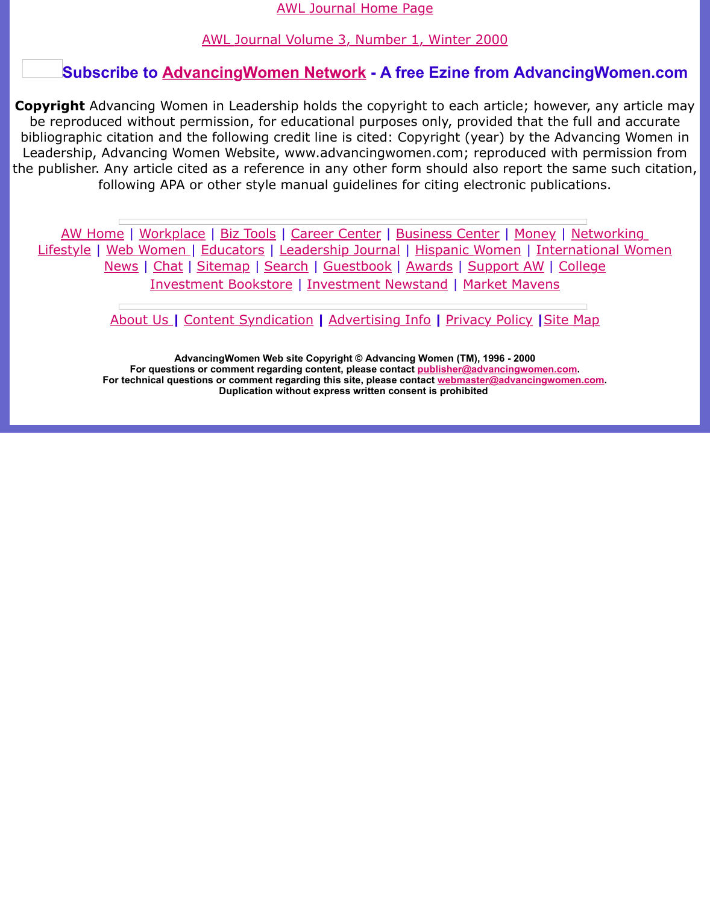AWL Journal Home Page

AWL Journal Volume 3, Number 1, Winter 2000

**Subscribe to AdvancingWomen Network - A free Ezine from AdvancingWomen.com**

**Copyright** Advancing Women in Leadership holds the copyright to each article; however, any article may be reproduced without permission, for educational purposes only, provided that the full and accurate bibliographic citation and the following credit line is cited: Copyright (year) by the Advancing Women in Leadership, Advancing Women Website, www.advancingwomen.com; reproduced with permission from the publisher. Any article cited as a reference in any other form should also report the same such citation, following APA or other style manual guidelines for citing electronic publications.

---

AW Home | Workplace | Biz Tools | Career Center | Business Center | Money | Networking  
Lifestyle | Web Women | Educators | Leadership Journal | Hispanic Women | International Women  
News | Chat | Sitemap | Search | Guestbook | Awards | Support AW | College  
Investment Bookstore | Investment Newstand | Market Mavens

---

About Us | Content Syndication | Advertising Info | Privacy Policy | Site Map

**AdvancingWomen Web site Copyright © Advancing Women (TM), 1996 - 2000**  
**For questions or comment regarding content, please contact publisher@advancingwomen.com.**  
**For technical questions or comment regarding this site, please contact webmaster@advancingwomen.com.**  
**Duplication without express written consent is prohibited**